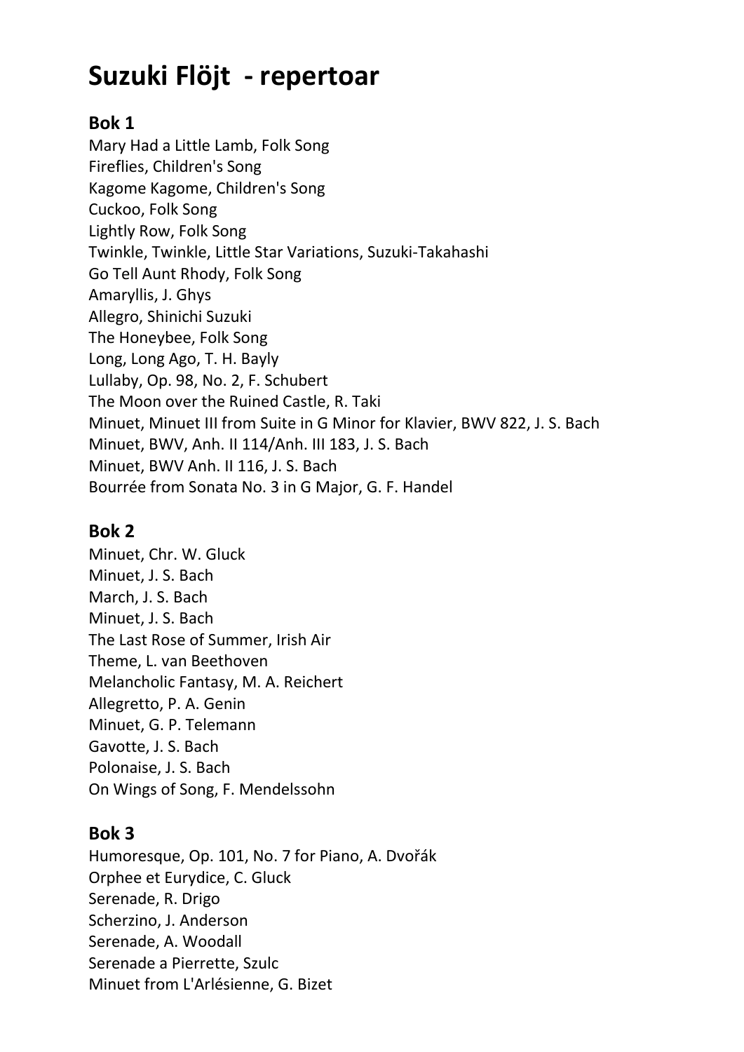# Suzuki Flöjt - repertoar

## Bok 1

Mary Had a Little Lamb, Folk Song
Fireflies, Children's Song
Kagome Kagome, Children's Song
Cuckoo, Folk Song
Lightly Row, Folk Song
Twinkle, Twinkle, Little Star Variations, Suzuki-Takahashi
Go Tell Aunt Rhody, Folk Song
Amaryllis, J. Ghys
Allegro, Shinichi Suzuki
The Honeybee, Folk Song
Long, Long Ago, T. H. Bayly
Lullaby, Op. 98, No. 2, F. Schubert
The Moon over the Ruined Castle, R. Taki
Minuet, Minuet III from Suite in G Minor for Klavier, BWV 822, J. S. Bach
Minuet, BWV, Anh. II 114/Anh. III 183, J. S. Bach
Minuet, BWV Anh. II 116, J. S. Bach
Bourrée from Sonata No. 3 in G Major, G. F. Handel

## Bok 2

Minuet, Chr. W. Gluck
Minuet, J. S. Bach
March, J. S. Bach
Minuet, J. S. Bach
The Last Rose of Summer, Irish Air
Theme, L. van Beethoven
Melancholic Fantasy, M. A. Reichert
Allegretto, P. A. Genin
Minuet, G. P. Telemann
Gavotte, J. S. Bach
Polonaise, J. S. Bach
On Wings of Song, F. Mendelssohn

## Bok 3

Humoresque, Op. 101, No. 7 for Piano, A. Dvořák
Orphee et Eurydice, C. Gluck
Serenade, R. Drigo
Scherzino, J. Anderson
Serenade, A. Woodall
Serenade a Pierrette, Szulc
Minuet from L'Arlésienne, G. Bizet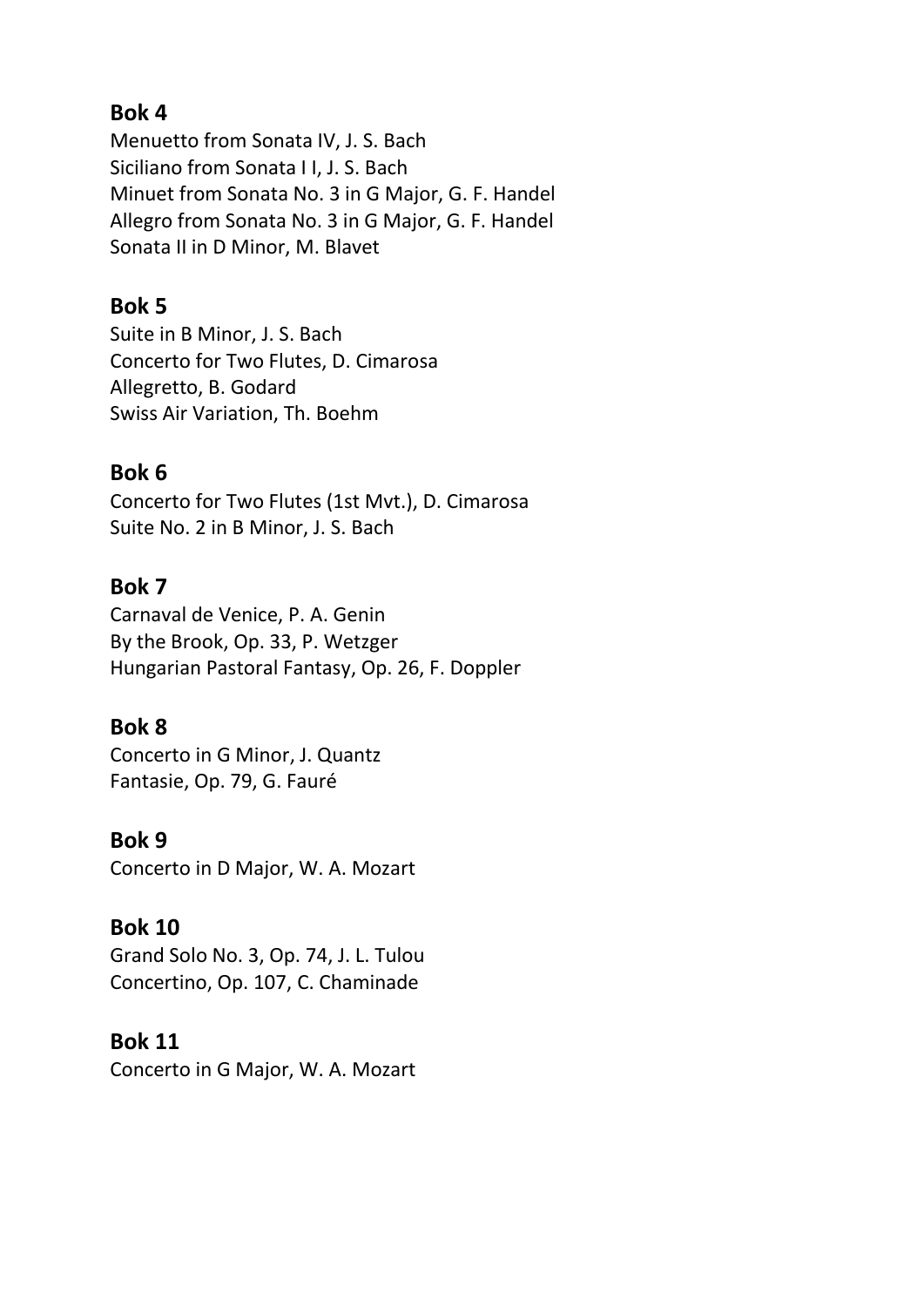**Bok 4**

Menuetto from Sonata IV, J. S. Bach
Siciliano from Sonata I I, J. S. Bach
Minuet from Sonata No. 3 in G Major, G. F. Handel
Allegro from Sonata No. 3 in G Major, G. F. Handel
Sonata II in D Minor, M. Blavet

**Bok 5**

Suite in B Minor, J. S. Bach
Concerto for Two Flutes, D. Cimarosa
Allegretto, B. Godard
Swiss Air Variation, Th. Boehm

**Bok 6**

Concerto for Two Flutes (1st Mvt.), D. Cimarosa
Suite No. 2 in B Minor, J. S. Bach

**Bok 7**

Carnaval de Venice, P. A. Genin
By the Brook, Op. 33, P. Wetzger
Hungarian Pastoral Fantasy, Op. 26, F. Doppler

**Bok 8**

Concerto in G Minor, J. Quantz
Fantasie, Op. 79, G. Fauré

**Bok 9**

Concerto in D Major, W. A. Mozart

**Bok 10**

Grand Solo No. 3, Op. 74, J. L. Tulou
Concertino, Op. 107, C. Chaminade

**Bok 11**

Concerto in G Major, W. A. Mozart